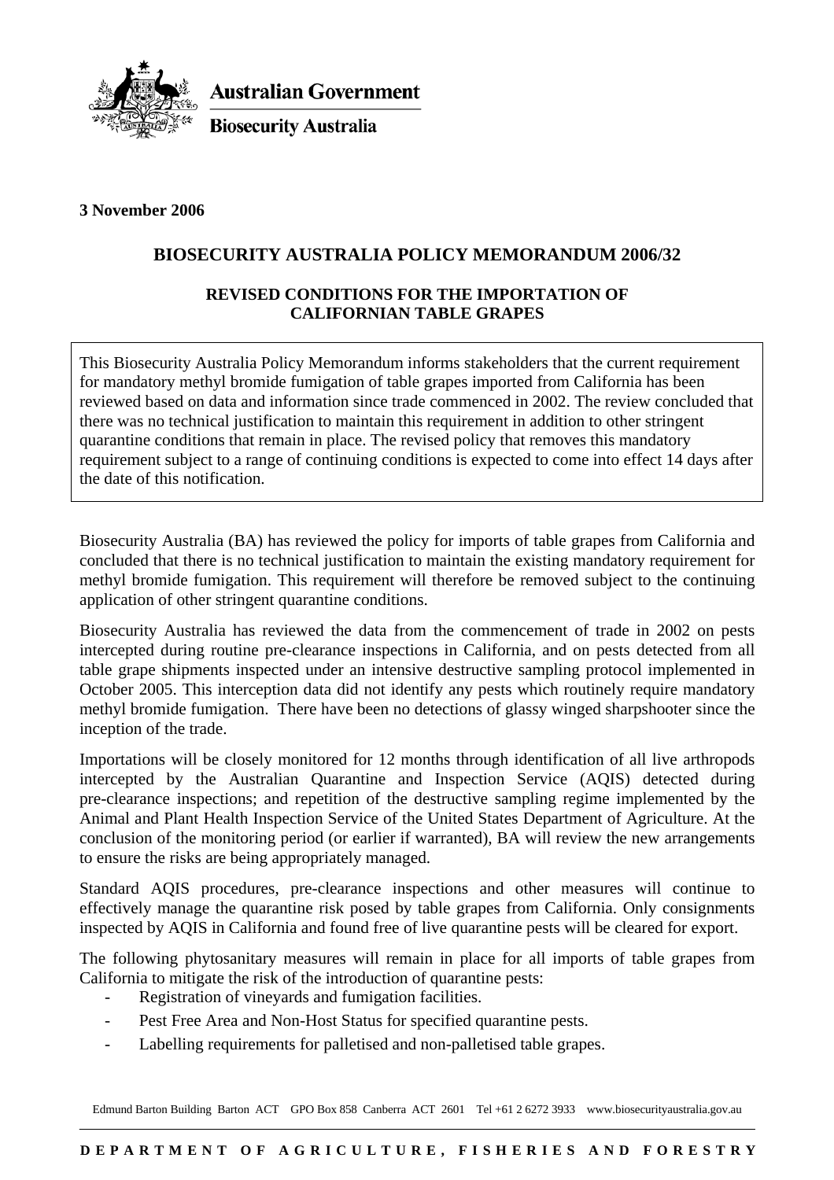**Australian Government**

**Biosecurity Australia**

**3 November 2006**

# BIOSECURITY AUSTRALIA POLICY MEMORANDUM 2006/32

## REVISED CONDITIONS FOR THE IMPORTATION OF CALIFORNIAN TABLE GRAPES

This Biosecurity Australia Policy Memorandum informs stakeholders that the current requirement for mandatory methyl bromide fumigation of table grapes imported from California has been reviewed based on data and information since trade commenced in 2002. The review concluded that there was no technical justification to maintain this requirement in addition to other stringent quarantine conditions that remain in place. The revised policy that removes this mandatory requirement subject to a range of continuing conditions is expected to come into effect 14 days after the date of this notification.

Biosecurity Australia (BA) has reviewed the policy for imports of table grapes from California and concluded that there is no technical justification to maintain the existing mandatory requirement for methyl bromide fumigation. This requirement will therefore be removed subject to the continuing application of other stringent quarantine conditions.

Biosecurity Australia has reviewed the data from the commencement of trade in 2002 on pests intercepted during routine pre-clearance inspections in California, and on pests detected from all table grape shipments inspected under an intensive destructive sampling protocol implemented in October 2005. This interception data did not identify any pests which routinely require mandatory methyl bromide fumigation. There have been no detections of glassy winged sharpshooter since the inception of the trade.

Importations will be closely monitored for 12 months through identification of all live arthropods intercepted by the Australian Quarantine and Inspection Service (AQIS) detected during pre-clearance inspections; and repetition of the destructive sampling regime implemented by the Animal and Plant Health Inspection Service of the United States Department of Agriculture. At the conclusion of the monitoring period (or earlier if warranted), BA will review the new arrangements to ensure the risks are being appropriately managed.

Standard AQIS procedures, pre-clearance inspections and other measures will continue to effectively manage the quarantine risk posed by table grapes from California. Only consignments inspected by AQIS in California and found free of live quarantine pests will be cleared for export.

The following phytosanitary measures will remain in place for all imports of table grapes from California to mitigate the risk of the introduction of quarantine pests:

- Registration of vineyards and fumigation facilities.
- Pest Free Area and Non-Host Status for specified quarantine pests.
- Labelling requirements for palletised and non-palletised table grapes.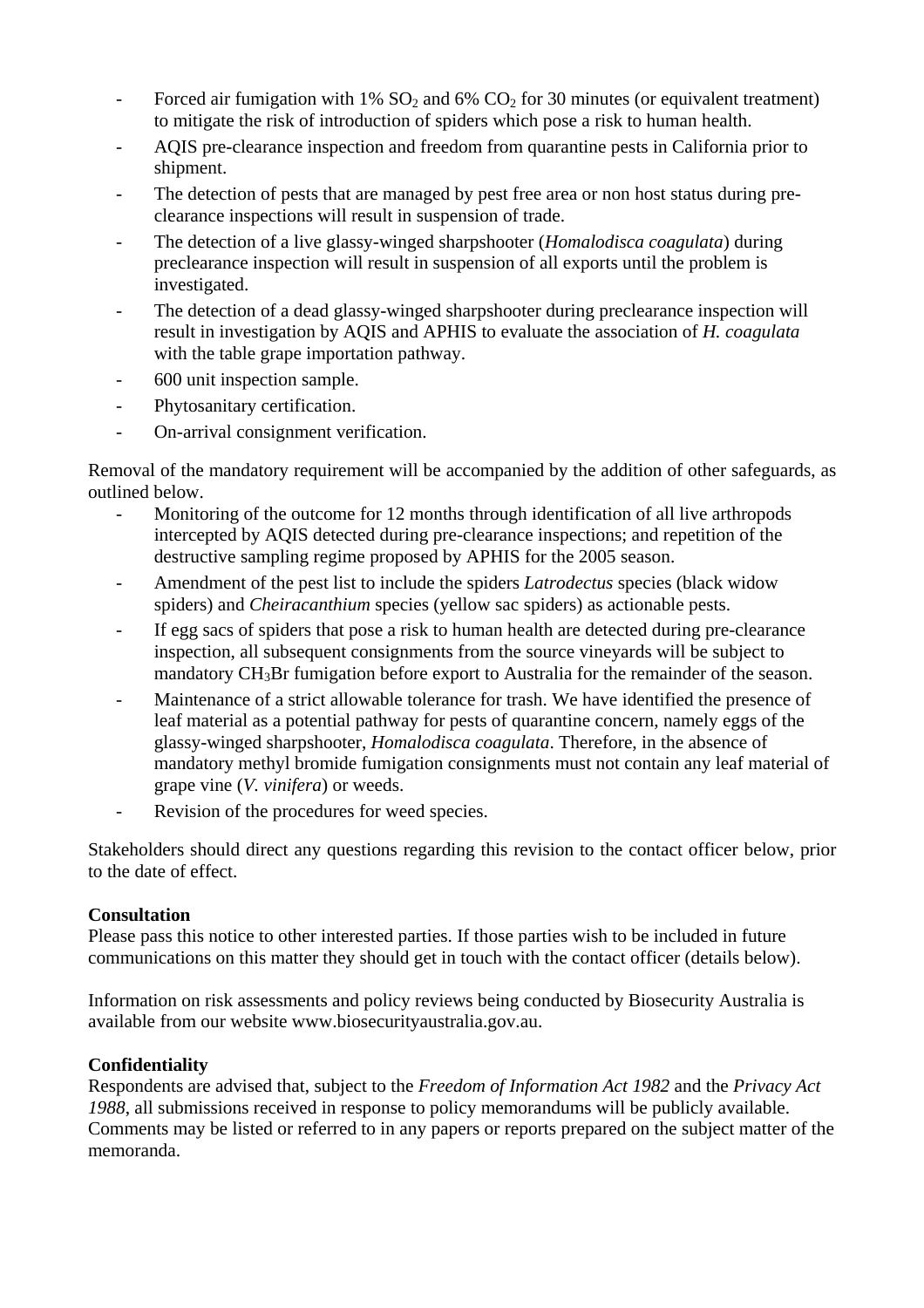- Forced air fumigation with 1% $SO_2$ and 6% $CO_2$ for 30 minutes (or equivalent treatment) to mitigate the risk of introduction of spiders which pose a risk to human health.
- AQIS pre-clearance inspection and freedom from quarantine pests in California prior to shipment.
- The detection of pests that are managed by pest free area or non host status during pre-clearance inspections will result in suspension of trade.
- The detection of a live glassy-winged sharpshooter (*Homalodisca coagulata*) during preclearance inspection will result in suspension of all exports until the problem is investigated.
- The detection of a dead glassy-winged sharpshooter during preclearance inspection will result in investigation by AQIS and APHIS to evaluate the association of *H. coagulata* with the table grape importation pathway.
- 600 unit inspection sample.
- Phytosanitary certification.
- On-arrival consignment verification.

Removal of the mandatory requirement will be accompanied by the addition of other safeguards, as outlined below.

- Monitoring of the outcome for 12 months through identification of all live arthropods intercepted by AQIS detected during pre-clearance inspections; and repetition of the destructive sampling regime proposed by APHIS for the 2005 season.
- Amendment of the pest list to include the spiders *Latrodectus* species (black widow spiders) and *Cheiracanthium* species (yellow sac spiders) as actionable pests.
- If egg sacs of spiders that pose a risk to human health are detected during pre-clearance inspection, all subsequent consignments from the source vineyards will be subject to mandatory $CH_3Br$ fumigation before export to Australia for the remainder of the season.
- Maintenance of a strict allowable tolerance for trash. We have identified the presence of leaf material as a potential pathway for pests of quarantine concern, namely eggs of the glassy-winged sharpshooter, *Homalodisca coagulata*. Therefore, in the absence of mandatory methyl bromide fumigation consignments must not contain any leaf material of grape vine (*V. vinifera*) or weeds.
- Revision of the procedures for weed species.

Stakeholders should direct any questions regarding this revision to the contact officer below, prior to the date of effect.

**Consultation**

Please pass this notice to other interested parties. If those parties wish to be included in future communications on this matter they should get in touch with the contact officer (details below).

Information on risk assessments and policy reviews being conducted by Biosecurity Australia is available from our website www.biosecurityaustralia.gov.au.

**Confidentiality**

Respondents are advised that, subject to the *Freedom of Information Act 1982* and the *Privacy Act 1988*, all submissions received in response to policy memorandums will be publicly available. Comments may be listed or referred to in any papers or reports prepared on the subject matter of the memoranda.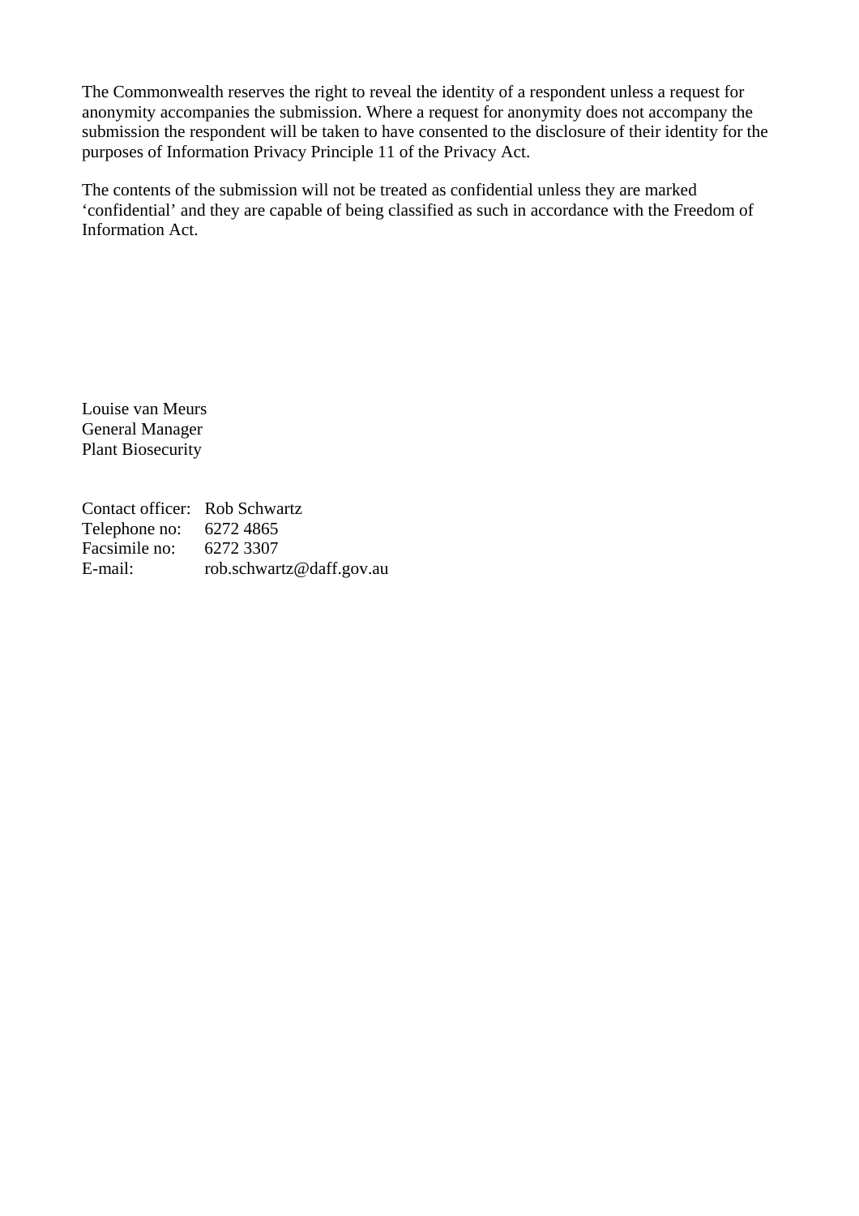The Commonwealth reserves the right to reveal the identity of a respondent unless a request for anonymity accompanies the submission. Where a request for anonymity does not accompany the submission the respondent will be taken to have consented to the disclosure of their identity for the purposes of Information Privacy Principle 11 of the Privacy Act.

The contents of the submission will not be treated as confidential unless they are marked ‘confidential’ and they are capable of being classified as such in accordance with the Freedom of Information Act.

Louise van Meurs  
General Manager  
Plant Biosecurity

| | |
|---|---|
| Contact officer: | Rob Schwartz |
| Telephone no: | 6272 4865 |
| Facsimile no: | 6272 3307 |
| E-mail: | rob.schwartz@daff.gov.au |